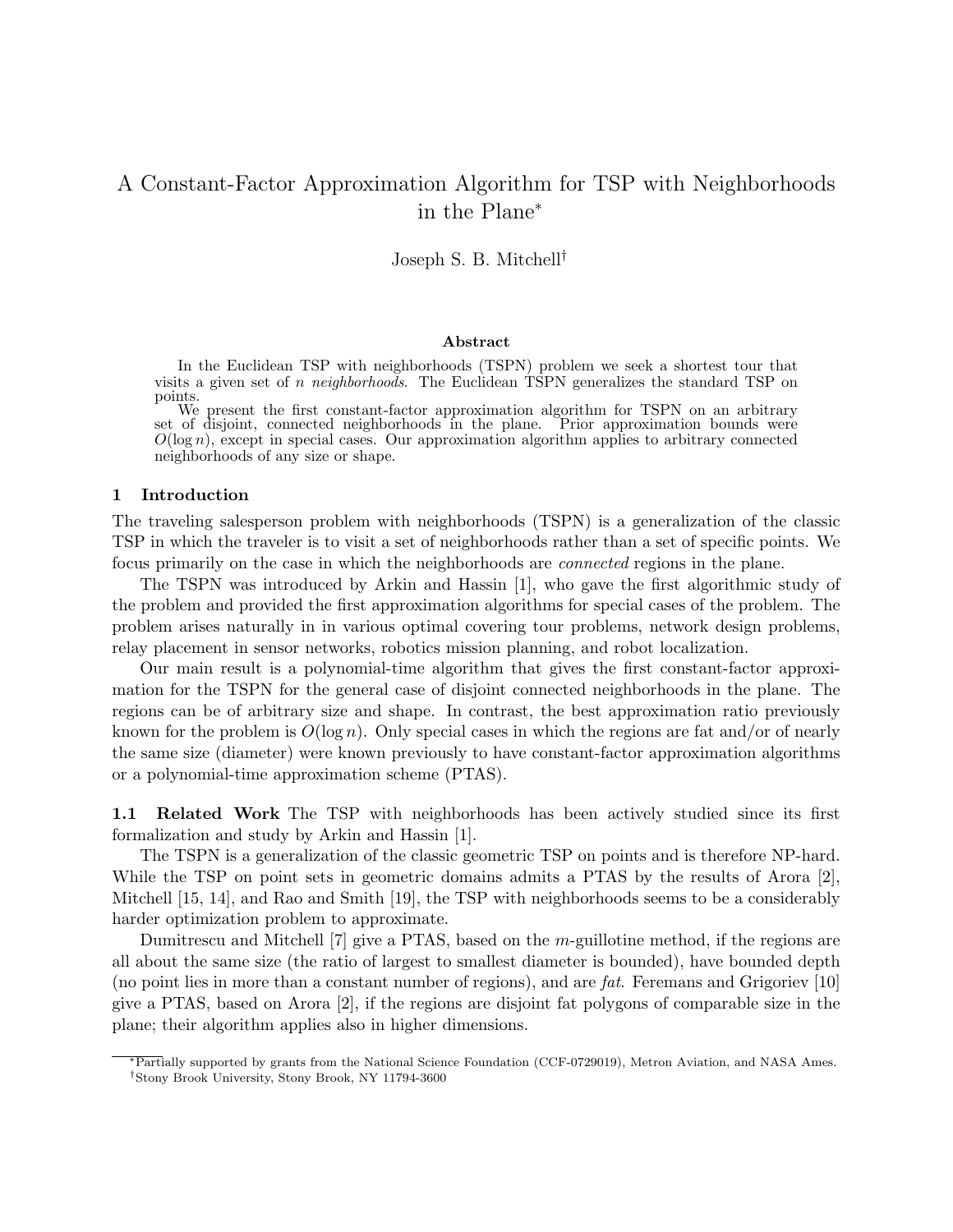# A Constant-Factor Approximation Algorithm for TSP with Neighborhoods in the Plane*

Joseph S. B. Mitchell†

### Abstract

In the Euclidean TSP with neighborhoods (TSPN) problem we seek a shortest tour that visits a given set of $n$ *neighborhoods*. The Euclidean TSPN generalizes the standard TSP on points.

We present the first constant-factor approximation algorithm for TSPN on an arbitrary set of disjoint, connected neighborhoods in the plane. Prior approximation bounds were $O(\log n)$, except in special cases. Our approximation algorithm applies to arbitrary connected neighborhoods of any size or shape.

## 1 Introduction

The traveling salesperson problem with neighborhoods (TSPN) is a generalization of the classic TSP in which the traveler is to visit a set of neighborhoods rather than a set of specific points. We focus primarily on the case in which the neighborhoods are *connected* regions in the plane.

The TSPN was introduced by Arkin and Hassin [1], who gave the first algorithmic study of the problem and provided the first approximation algorithms for special cases of the problem. The problem arises naturally in in various optimal covering tour problems, network design problems, relay placement in sensor networks, robotics mission planning, and robot localization.

Our main result is a polynomial-time algorithm that gives the first constant-factor approximation for the TSPN for the general case of disjoint connected neighborhoods in the plane. The regions can be of arbitrary size and shape. In contrast, the best approximation ratio previously known for the problem is $O(\log n)$. Only special cases in which the regions are fat and/or of nearly the same size (diameter) were known previously to have constant-factor approximation algorithms or a polynomial-time approximation scheme (PTAS).

**1.1 Related Work** The TSP with neighborhoods has been actively studied since its first formalization and study by Arkin and Hassin [1].

The TSPN is a generalization of the classic geometric TSP on points and is therefore NP-hard. While the TSP on point sets in geometric domains admits a PTAS by the results of Arora [2], Mitchell [15, 14], and Rao and Smith [19], the TSP with neighborhoods seems to be a considerably harder optimization problem to approximate.

Dumitrescu and Mitchell [7] give a PTAS, based on the $m$-guillotine method, if the regions are all about the same size (the ratio of largest to smallest diameter is bounded), have bounded depth (no point lies in more than a constant number of regions), and are *fat*. Feremans and Grigoriev [10] give a PTAS, based on Arora [2], if the regions are disjoint fat polygons of comparable size in the plane; their algorithm applies also in higher dimensions.

*Partially supported by grants from the National Science Foundation (CCF-0729019), Metron Aviation, and NASA Ames.

†Stony Brook University, Stony Brook, NY 11794-3600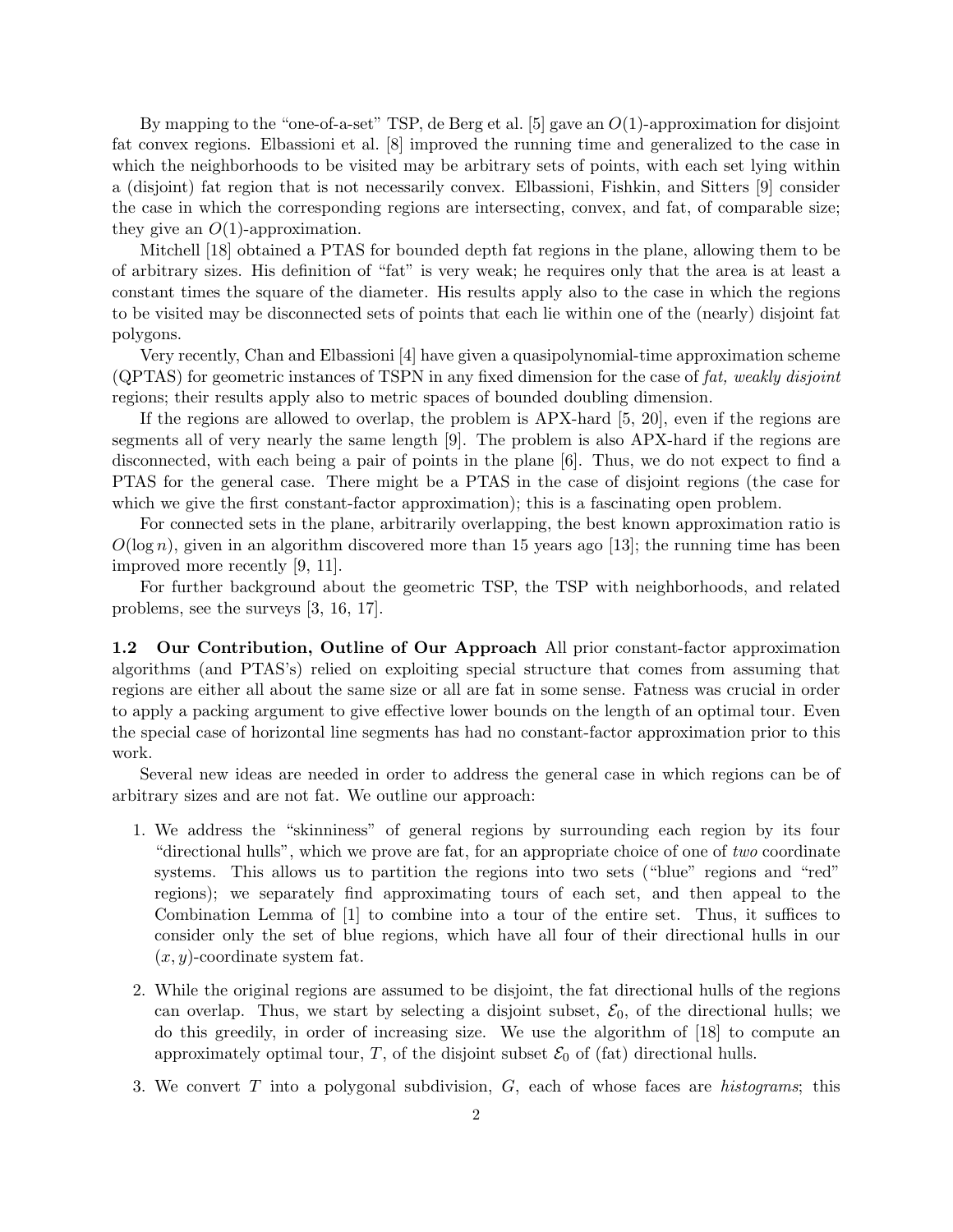By mapping to the "one-of-a-set" TSP, de Berg et al. [5] gave an $O(1)$-approximation for disjoint fat convex regions. Elbassioni et al. [8] improved the running time and generalized to the case in which the neighborhoods to be visited may be arbitrary sets of points, with each set lying within a (disjoint) fat region that is not necessarily convex. Elbassioni, Fishkin, and Sitters [9] consider the case in which the corresponding regions are intersecting, convex, and fat, of comparable size; they give an $O(1)$-approximation.

Mitchell [18] obtained a PTAS for bounded depth fat regions in the plane, allowing them to be of arbitrary sizes. His definition of "fat" is very weak; he requires only that the area is at least a constant times the square of the diameter. His results apply also to the case in which the regions to be visited may be disconnected sets of points that each lie within one of the (nearly) disjoint fat polygons.

Very recently, Chan and Elbassioni [4] have given a quasipolynomial-time approximation scheme (QPTAS) for geometric instances of TSPN in any fixed dimension for the case of *fat, weakly disjoint* regions; their results apply also to metric spaces of bounded doubling dimension.

If the regions are allowed to overlap, the problem is APX-hard [5, 20], even if the regions are segments all of very nearly the same length [9]. The problem is also APX-hard if the regions are disconnected, with each being a pair of points in the plane [6]. Thus, we do not expect to find a PTAS for the general case. There might be a PTAS in the case of disjoint regions (the case for which we give the first constant-factor approximation); this is a fascinating open problem.

For connected sets in the plane, arbitrarily overlapping, the best known approximation ratio is $O(\log n)$, given in an algorithm discovered more than 15 years ago [13]; the running time has been improved more recently [9, 11].

For further background about the geometric TSP, the TSP with neighborhoods, and related problems, see the surveys [3, 16, 17].

**1.2 Our Contribution, Outline of Our Approach** All prior constant-factor approximation algorithms (and PTAS's) relied on exploiting special structure that comes from assuming that regions are either all about the same size or all are fat in some sense. Fatness was crucial in order to apply a packing argument to give effective lower bounds on the length of an optimal tour. Even the special case of horizontal line segments has had no constant-factor approximation prior to this work.

Several new ideas are needed in order to address the general case in which regions can be of arbitrary sizes and are not fat. We outline our approach:

1. We address the "skinniness" of general regions by surrounding each region by its four "directional hulls", which we prove are fat, for an appropriate choice of one of *two* coordinate systems. This allows us to partition the regions into two sets ("blue" regions and "red" regions); we separately find approximating tours of each set, and then appeal to the Combination Lemma of [1] to combine into a tour of the entire set. Thus, it suffices to consider only the set of blue regions, which have all four of their directional hulls in our $(x, y)$-coordinate system fat.
2. While the original regions are assumed to be disjoint, the fat directional hulls of the regions can overlap. Thus, we start by selecting a disjoint subset, $\mathcal{E}_0$, of the directional hulls; we do this greedily, in order of increasing size. We use the algorithm of [18] to compute an approximately optimal tour, $T$, of the disjoint subset $\mathcal{E}_0$ of (fat) directional hulls.
3. We convert $T$ into a polygonal subdivision, $G$, each of whose faces are *histograms*; this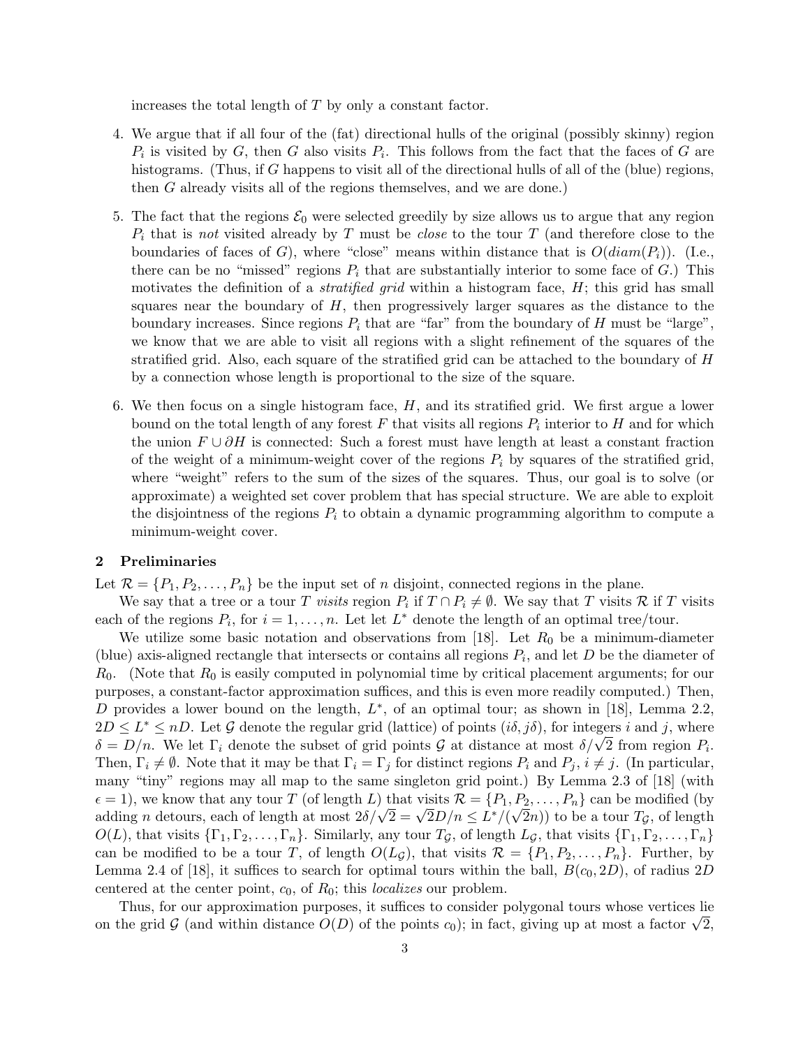increases the total length of $T$ by only a constant factor.

4. We argue that if all four of the (fat) directional hulls of the original (possibly skinny) region $P_i$ is visited by $G$, then $G$ also visits $P_i$. This follows from the fact that the faces of $G$ are histograms. (Thus, if $G$ happens to visit all of the directional hulls of all of the (blue) regions, then $G$ already visits all of the regions themselves, and we are done.)

5. The fact that the regions $\mathcal{E}_0$ were selected greedily by size allows us to argue that any region $P_i$ that is *not* visited already by $T$ must be *close* to the tour $T$ (and therefore close to the boundaries of faces of $G$), where "close" means within distance that is $O(diam(P_i))$. (I.e., there can be no "missed" regions $P_i$ that are substantially interior to some face of $G$.) This motivates the definition of a *stratified grid* within a histogram face, $H$; this grid has small squares near the boundary of $H$, then progressively larger squares as the distance to the boundary increases. Since regions $P_i$ that are "far" from the boundary of $H$ must be "large", we know that we are able to visit all regions with a slight refinement of the squares of the stratified grid. Also, each square of the stratified grid can be attached to the boundary of $H$ by a connection whose length is proportional to the size of the square.

6. We then focus on a single histogram face, $H$, and its stratified grid. We first argue a lower bound on the total length of any forest $F$ that visits all regions $P_i$ interior to $H$ and for which the union $F \cup \partial H$ is connected: Such a forest must have length at least a constant fraction of the weight of a minimum-weight cover of the regions $P_i$ by squares of the stratified grid, where "weight" refers to the sum of the sizes of the squares. Thus, our goal is to solve (or approximate) a weighted set cover problem that has special structure. We are able to exploit the disjointness of the regions $P_i$ to obtain a dynamic programming algorithm to compute a minimum-weight cover.

## 2 Preliminaries

Let $\mathcal{R} = \{P_1, P_2, \ldots, P_n\}$ be the input set of $n$ disjoint, connected regions in the plane.

We say that a tree or a tour $T$ *visits* region $P_i$ if $T \cap P_i \neq \emptyset$. We say that $T$ visits $\mathcal{R}$ if $T$ visits each of the regions $P_i$, for $i = 1, \ldots, n$. Let let $L^*$ denote the length of an optimal tree/tour.

We utilize some basic notation and observations from [18]. Let $R_0$ be a minimum-diameter (blue) axis-aligned rectangle that intersects or contains all regions $P_i$, and let $D$ be the diameter of $R_0$. (Note that $R_0$ is easily computed in polynomial time by critical placement arguments; for our purposes, a constant-factor approximation suffices, and this is even more readily computed.) Then, $D$ provides a lower bound on the length, $L^*$, of an optimal tour; as shown in [18], Lemma 2.2, $2D \leq L^* \leq nD$. Let $\mathcal{G}$ denote the regular grid (lattice) of points $(i\delta, j\delta)$, for integers $i$ and $j$, where $\delta = D/n$. We let $\Gamma_i$ denote the subset of grid points $\mathcal{G}$ at distance at most $\delta/\sqrt{2}$ from region $P_i$. Then, $\Gamma_i \neq \emptyset$. Note that it may be that $\Gamma_i = \Gamma_j$ for distinct regions $P_i$ and $P_j$, $i \neq j$. (In particular, many "tiny" regions may all map to the same singleton grid point.) By Lemma 2.3 of [18] (with $\epsilon = 1$), we know that any tour $T$ (of length $L$) that visits $\mathcal{R} = \{P_1, P_2, \ldots, P_n\}$ can be modified (by adding $n$ detours, each of length at most $2\delta/\sqrt{2} = \sqrt{2}D/n \leq L^*/(\sqrt{2}n)$) to be a tour $T_\mathcal{G}$, of length $O(L)$, that visits $\{\Gamma_1, \Gamma_2, \ldots, \Gamma_n\}$. Similarly, any tour $T_\mathcal{G}$, of length $L_\mathcal{G}$, that visits $\{\Gamma_1, \Gamma_2, \ldots, \Gamma_n\}$ can be modified to be a tour $T$, of length $O(L_\mathcal{G})$, that visits $\mathcal{R} = \{P_1, P_2, \ldots, P_n\}$. Further, by Lemma 2.4 of [18], it suffices to search for optimal tours within the ball, $B(c_0, 2D)$, of radius $2D$ centered at the center point, $c_0$, of $R_0$; this *localizes* our problem.

Thus, for our approximation purposes, it suffices to consider polygonal tours whose vertices lie on the grid $\mathcal{G}$ (and within distance $O(D)$ of the points $c_0$); in fact, giving up at most a factor $\sqrt{2}$,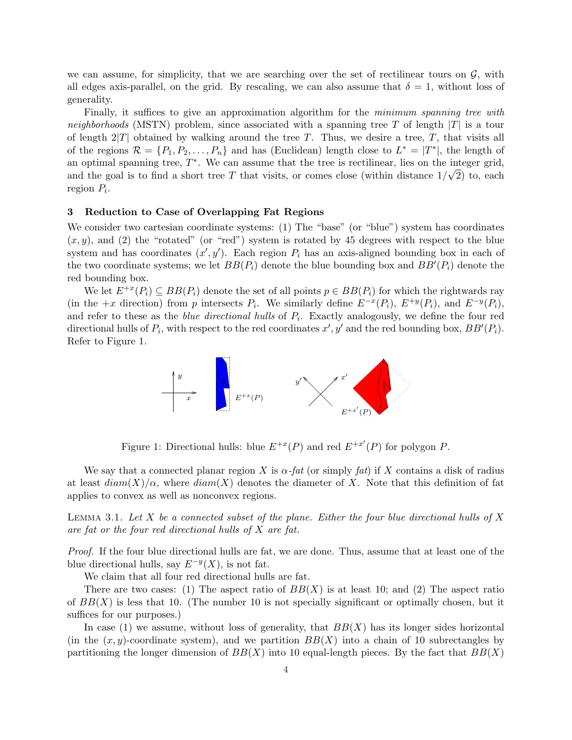we can assume, for simplicity, that we are searching over the set of rectilinear tours on $\mathcal{G}$, with all edges axis-parallel, on the grid. By rescaling, we can also assume that $\delta = 1$, without loss of generality.

Finally, it suffices to give an approximation algorithm for the *minimum spanning tree with neighborhoods* (MSTN) problem, since associated with a spanning tree $T$ of length $|T|$ is a tour of length $2|T|$ obtained by walking around the tree $T$. Thus, we desire a tree, $T$, that visits all of the regions $\mathcal{R} = \{P_1, P_2, \ldots, P_n\}$ and has (Euclidean) length close to $L^* = |T^*|$, the length of an optimal spanning tree, $T^*$. We can assume that the tree is rectilinear, lies on the integer grid, and the goal is to find a short tree $T$ that visits, or comes close (within distance $1/\sqrt{2}$) to, each region $P_i$.

## 3 Reduction to Case of Overlapping Fat Regions

We consider two cartesian coordinate systems: (1) The "base" (or "blue") system has coordinates $(x, y)$, and (2) the "rotated" (or "red") system is rotated by 45 degrees with respect to the blue system and has coordinates $(x', y')$. Each region $P_i$ has an axis-aligned bounding box in each of the two coordinate systems; we let $BB(P_i)$ denote the blue bounding box and $BB'(P_i)$ denote the red bounding box.

We let $E^{+x}(P_i) \subseteq BB(P_i)$ denote the set of all points $p \in BB(P_i)$ for which the rightwards ray (in the $+x$ direction) from $p$ intersects $P_i$. We similarly define $E^{-x}(P_i)$, $E^{+y}(P_i)$, and $E^{-y}(P_i)$, and refer to these as the *blue directional hulls* of $P_i$. Exactly analogously, we define the four red directional hulls of $P_i$, with respect to the red coordinates $x', y'$ and the red bounding box, $BB'(P_i)$. Refer to Figure 1.

Figure 1: Directional hulls: blue $E^{+x}(P)$ and red $E^{+x'}(P)$ for polygon $P$.

We say that a connected planar region $X$ is $\alpha$-*fat* (or simply *fat*) if $X$ contains a disk of radius at least $diam(X)/\alpha$, where $diam(X)$ denotes the diameter of $X$. Note that this definition of fat applies to convex as well as nonconvex regions.

LEMMA 3.1. *Let $X$ be a connected subset of the plane. Either the four blue directional hulls of $X$ are fat or the four red directional hulls of $X$ are fat.*

*Proof.* If the four blue directional hulls are fat, we are done. Thus, assume that at least one of the blue directional hulls, say $E^{-y}(X)$, is not fat.

We claim that all four red directional hulls are fat.

There are two cases: (1) The aspect ratio of $BB(X)$ is at least 10; and (2) The aspect ratio of $BB(X)$ is less that 10. (The number 10 is not specially significant or optimally chosen, but it suffices for our purposes.)

In case (1) we assume, without loss of generality, that $BB(X)$ has its longer sides horizontal (in the $(x, y)$-coordinate system), and we partition $BB(X)$ into a chain of 10 subrectangles by partitioning the longer dimension of $BB(X)$ into 10 equal-length pieces. By the fact that $BB(X)$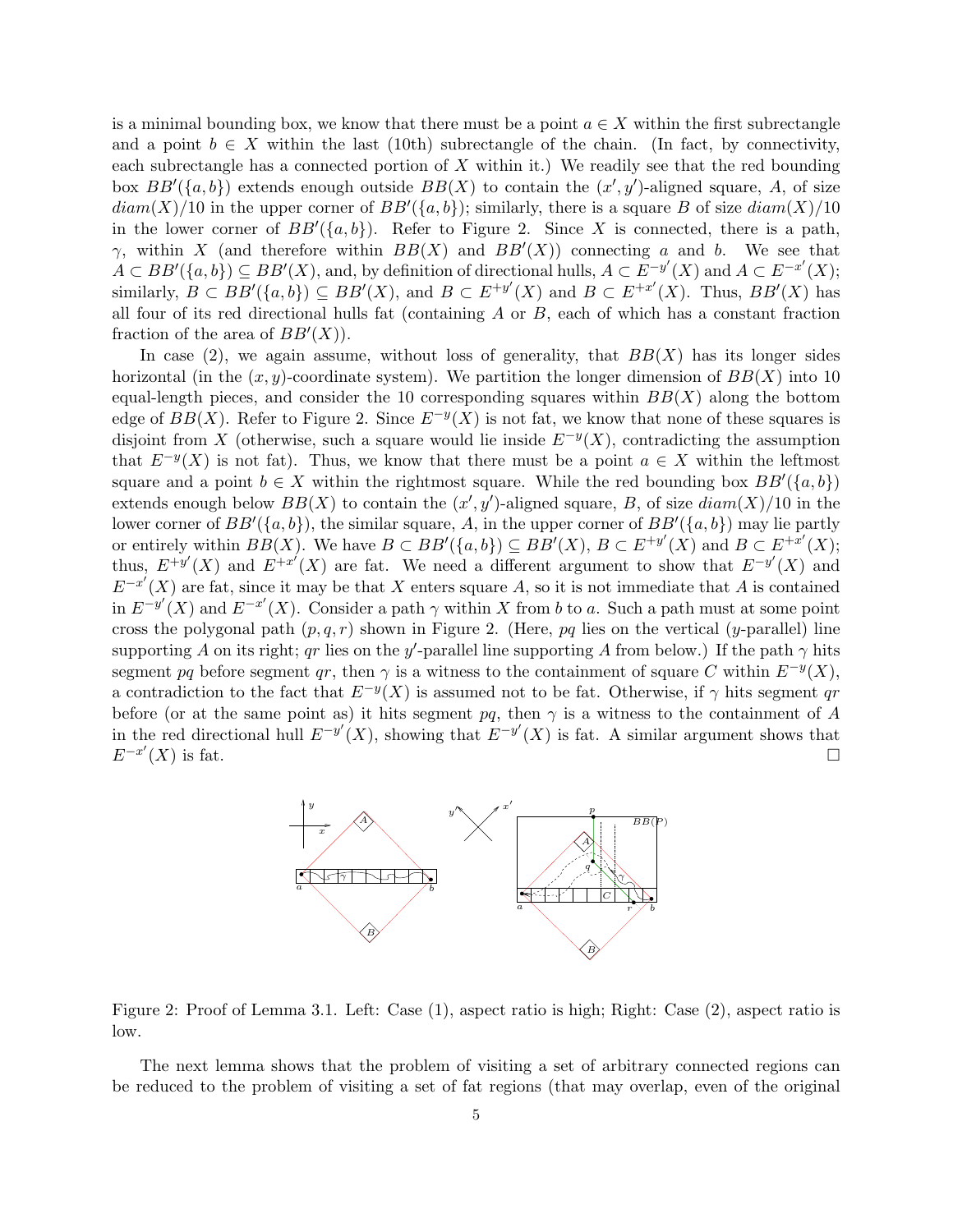is a minimal bounding box, we know that there must be a point $a \in X$ within the first subrectangle and a point $b \in X$ within the last (10th) subrectangle of the chain. (In fact, by connectivity, each subrectangle has a connected portion of $X$ within it.) We readily see that the red bounding box $BB'(\{a,b\})$ extends enough outside $BB(X)$ to contain the $(x',y')$-aligned square, $A$, of size $diam(X)/10$ in the upper corner of $BB'(\{a,b\})$; similarly, there is a square $B$ of size $diam(X)/10$ in the lower corner of $BB'(\{a,b\})$. Refer to Figure 2. Since $X$ is connected, there is a path, $\gamma$, within $X$ (and therefore within $BB(X)$ and $BB'(X)$) connecting $a$ and $b$. We see that $A \subset BB'(\{a,b\}) \subseteq BB'(X)$, and, by definition of directional hulls, $A \subset E^{-y'}(X)$ and $A \subset E^{-x'}(X)$; similarly, $B \subset BB'(\{a,b\}) \subseteq BB'(X)$, and $B \subset E^{+y'}(X)$ and $B \subset E^{+x'}(X)$. Thus, $BB'(X)$ has all four of its red directional hulls fat (containing $A$ or $B$, each of which has a constant fraction fraction of the area of $BB'(X)$).

In case (2), we again assume, without loss of generality, that $BB(X)$ has its longer sides horizontal (in the $(x,y)$-coordinate system). We partition the longer dimension of $BB(X)$ into 10 equal-length pieces, and consider the 10 corresponding squares within $BB(X)$ along the bottom edge of $BB(X)$. Refer to Figure 2. Since $E^{-y}(X)$ is not fat, we know that none of these squares is disjoint from $X$ (otherwise, such a square would lie inside $E^{-y}(X)$, contradicting the assumption that $E^{-y}(X)$ is not fat). Thus, we know that there must be a point $a \in X$ within the leftmost square and a point $b \in X$ within the rightmost square. While the red bounding box $BB'(\{a,b\})$ extends enough below $BB(X)$ to contain the $(x',y')$-aligned square, $B$, of size $diam(X)/10$ in the lower corner of $BB'(\{a,b\})$, the similar square, $A$, in the upper corner of $BB'(\{a,b\})$ may lie partly or entirely within $BB(X)$. We have $B \subset BB'(\{a,b\}) \subseteq BB'(X)$, $B \subset E^{+y'}(X)$ and $B \subset E^{+x'}(X)$; thus, $E^{+y'}(X)$ and $E^{+x'}(X)$ are fat. We need a different argument to show that $E^{-y'}(X)$ and $E^{-x'}(X)$ are fat, since it may be that $X$ enters square $A$, so it is not immediate that $A$ is contained in $E^{-y'}(X)$ and $E^{-x'}(X)$. Consider a path $\gamma$ within $X$ from $b$ to $a$. Such a path must at some point cross the polygonal path $(p,q,r)$ shown in Figure 2. (Here, $pq$ lies on the vertical ($y$-parallel) line supporting $A$ on its right; $qr$ lies on the $y'$-parallel line supporting $A$ from below.) If the path $\gamma$ hits segment $pq$ before segment $qr$, then $\gamma$ is a witness to the containment of square $C$ within $E^{-y}(X)$, a contradiction to the fact that $E^{-y}(X)$ is assumed not to be fat. Otherwise, if $\gamma$ hits segment $qr$ before (or at the same point as) it hits segment $pq$, then $\gamma$ is a witness to the containment of $A$ in the red directional hull $E^{-y'}(X)$, showing that $E^{-y'}(X)$ is fat. A similar argument shows that $E^{-x'}(X)$ is fat. □

Figure 2: Proof of Lemma 3.1. Left: Case (1), aspect ratio is high; Right: Case (2), aspect ratio is low.

The next lemma shows that the problem of visiting a set of arbitrary connected regions can be reduced to the problem of visiting a set of fat regions (that may overlap, even of the original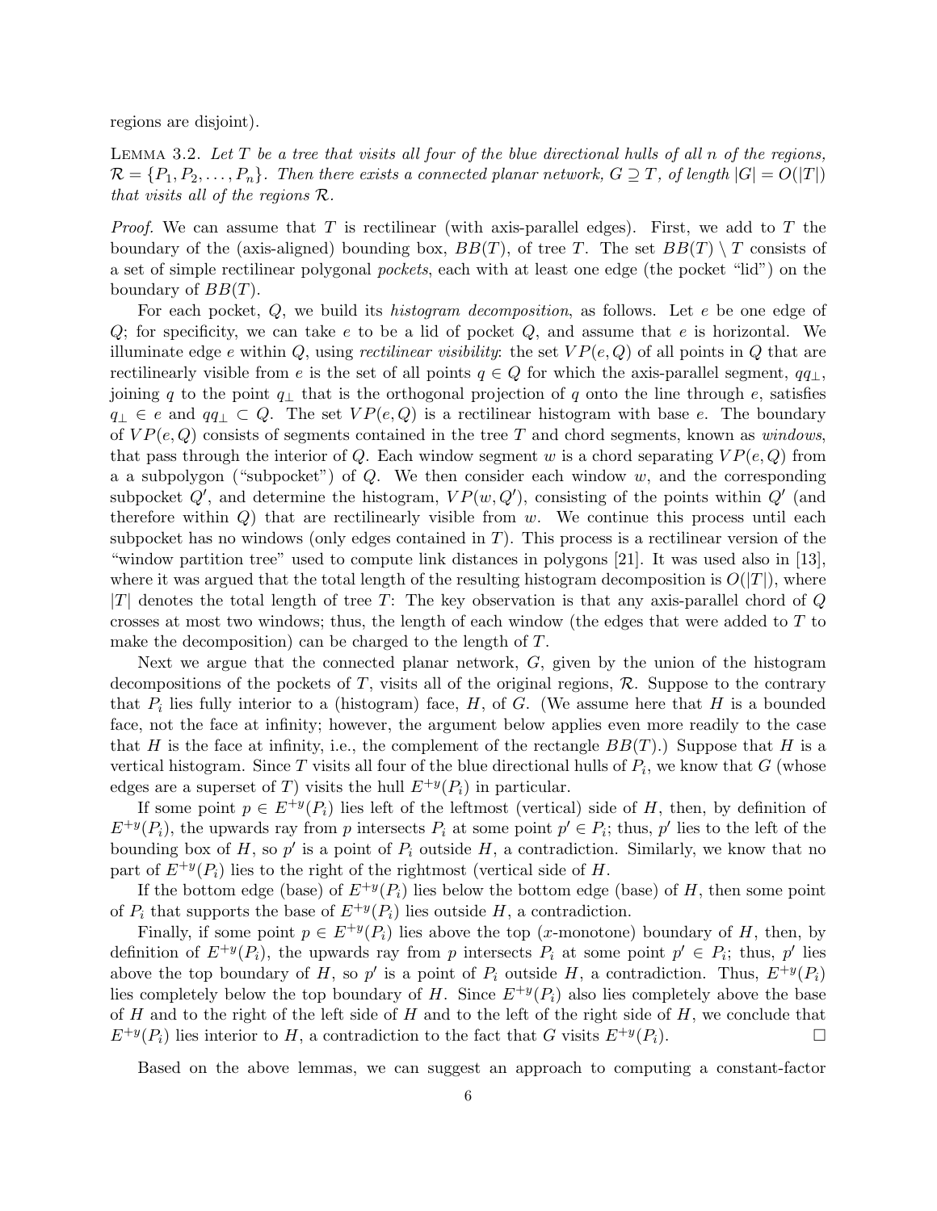regions are disjoint).

Lemma 3.2. *Let $T$ be a tree that visits all four of the blue directional hulls of all $n$ of the regions, $\mathcal{R} = \{P_1, P_2, \ldots, P_n\}$. Then there exists a connected planar network, $G \supseteq T$, of length $|G| = O(|T|)$ that visits all of the regions $\mathcal{R}$.*

*Proof.* We can assume that $T$ is rectilinear (with axis-parallel edges). First, we add to $T$ the boundary of the (axis-aligned) bounding box, $BB(T)$, of tree $T$. The set $BB(T) \setminus T$ consists of a set of simple rectilinear polygonal *pockets*, each with at least one edge (the pocket "lid") on the boundary of $BB(T)$.

For each pocket, $Q$, we build its *histogram decomposition*, as follows. Let $e$ be one edge of $Q$; for specificity, we can take $e$ to be a lid of pocket $Q$, and assume that $e$ is horizontal. We illuminate edge $e$ within $Q$, using *rectilinear visibility*: the set $VP(e, Q)$ of all points in $Q$ that are rectilinearly visible from $e$ is the set of all points $q \in Q$ for which the axis-parallel segment, $qq_\perp$, joining $q$ to the point $q_\perp$ that is the orthogonal projection of $q$ onto the line through $e$, satisfies $q_\perp \in e$ and $qq_\perp \subset Q$. The set $VP(e, Q)$ is a rectilinear histogram with base $e$. The boundary of $VP(e, Q)$ consists of segments contained in the tree $T$ and chord segments, known as *windows*, that pass through the interior of $Q$. Each window segment $w$ is a chord separating $VP(e, Q)$ from a a subpolygon ("subpocket") of $Q$. We then consider each window $w$, and the corresponding subpocket $Q'$, and determine the histogram, $VP(w, Q')$, consisting of the points within $Q'$ (and therefore within $Q$) that are rectilinearly visible from $w$. We continue this process until each subpocket has no windows (only edges contained in $T$). This process is a rectilinear version of the "window partition tree" used to compute link distances in polygons [21]. It was used also in [13], where it was argued that the total length of the resulting histogram decomposition is $O(|T|)$, where $|T|$ denotes the total length of tree $T$: The key observation is that any axis-parallel chord of $Q$ crosses at most two windows; thus, the length of each window (the edges that were added to $T$ to make the decomposition) can be charged to the length of $T$.

Next we argue that the connected planar network, $G$, given by the union of the histogram decompositions of the pockets of $T$, visits all of the original regions, $\mathcal{R}$. Suppose to the contrary that $P_i$ lies fully interior to a (histogram) face, $H$, of $G$. (We assume here that $H$ is a bounded face, not the face at infinity; however, the argument below applies even more readily to the case that $H$ is the face at infinity, i.e., the complement of the rectangle $BB(T)$.) Suppose that $H$ is a vertical histogram. Since $T$ visits all four of the blue directional hulls of $P_i$, we know that $G$ (whose edges are a superset of $T$) visits the hull $E^{+y}(P_i)$ in particular.

If some point $p \in E^{+y}(P_i)$ lies left of the leftmost (vertical) side of $H$, then, by definition of $E^{+y}(P_i)$, the upwards ray from $p$ intersects $P_i$ at some point $p' \in P_i$; thus, $p'$ lies to the left of the bounding box of $H$, so $p'$ is a point of $P_i$ outside $H$, a contradiction. Similarly, we know that no part of $E^{+y}(P_i)$ lies to the right of the rightmost (vertical side of $H$.

If the bottom edge (base) of $E^{+y}(P_i)$ lies below the bottom edge (base) of $H$, then some point of $P_i$ that supports the base of $E^{+y}(P_i)$ lies outside $H$, a contradiction.

Finally, if some point $p \in E^{+y}(P_i)$ lies above the top ($x$-monotone) boundary of $H$, then, by definition of $E^{+y}(P_i)$, the upwards ray from $p$ intersects $P_i$ at some point $p' \in P_i$; thus, $p'$ lies above the top boundary of $H$, so $p'$ is a point of $P_i$ outside $H$, a contradiction. Thus, $E^{+y}(P_i)$ lies completely below the top boundary of $H$. Since $E^{+y}(P_i)$ also lies completely above the base of $H$ and to the right of the left side of $H$ and to the left of the right side of $H$, we conclude that $E^{+y}(P_i)$ lies interior to $H$, a contradiction to the fact that $G$ visits $E^{+y}(P_i)$. ☐

Based on the above lemmas, we can suggest an approach to computing a constant-factor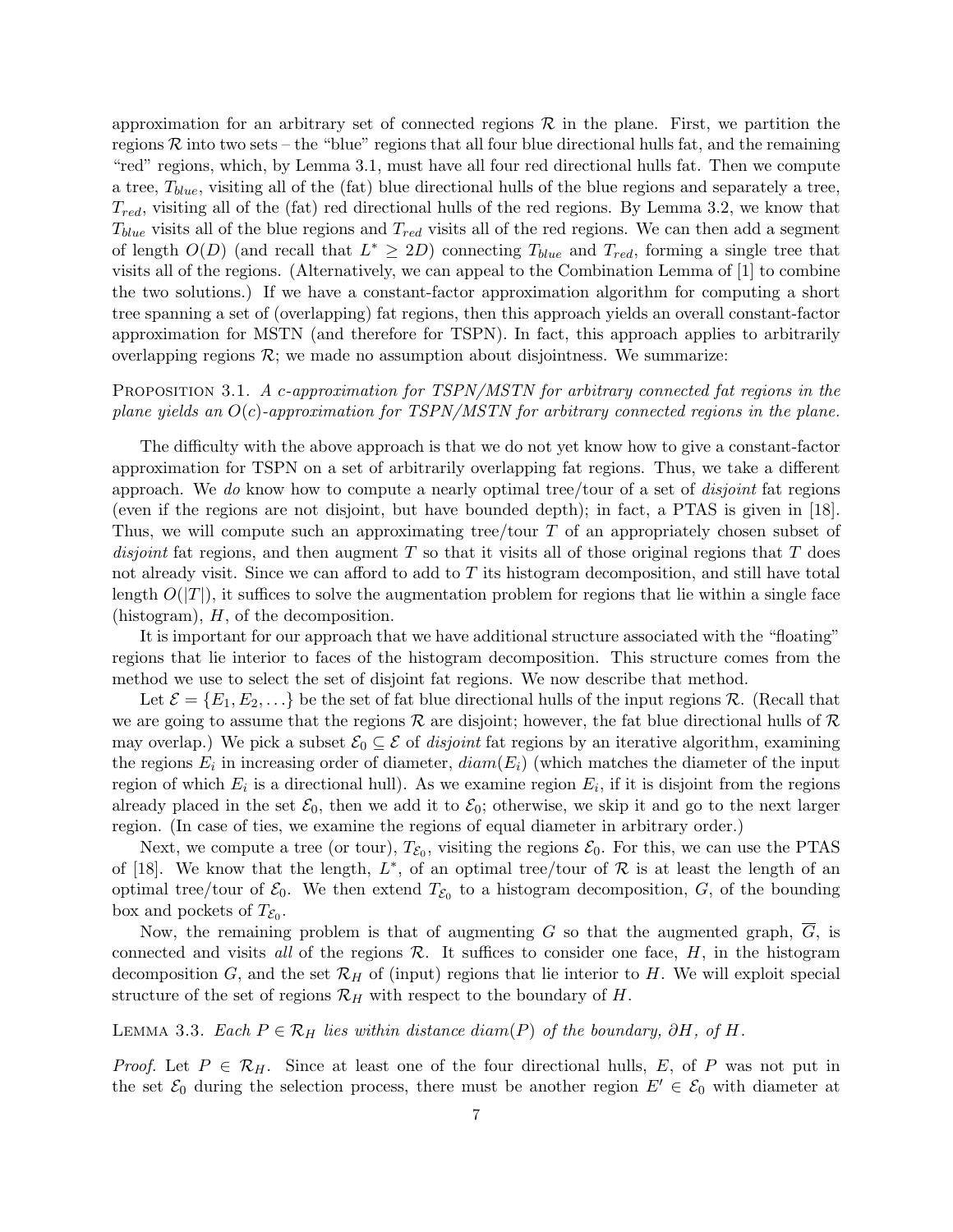approximation for an arbitrary set of connected regions $\mathcal{R}$ in the plane. First, we partition the regions $\mathcal{R}$ into two sets – the "blue" regions that all four blue directional hulls fat, and the remaining "red" regions, which, by Lemma 3.1, must have all four red directional hulls fat. Then we compute a tree, $T_{blue}$, visiting all of the (fat) blue directional hulls of the blue regions and separately a tree, $T_{red}$, visiting all of the (fat) red directional hulls of the red regions. By Lemma 3.2, we know that $T_{blue}$ visits all of the blue regions and $T_{red}$ visits all of the red regions. We can then add a segment of length $O(D)$ (and recall that $L^* \geq 2D$) connecting $T_{blue}$ and $T_{red}$, forming a single tree that visits all of the regions. (Alternatively, we can appeal to the Combination Lemma of [1] to combine the two solutions.) If we have a constant-factor approximation algorithm for computing a short tree spanning a set of (overlapping) fat regions, then this approach yields an overall constant-factor approximation for MSTN (and therefore for TSPN). In fact, this approach applies to arbitrarily overlapping regions $\mathcal{R}$; we made no assumption about disjointness. We summarize:

Proposition 3.1. *A $c$-approximation for TSPN/MSTN for arbitrary connected fat regions in the plane yields an $O(c)$-approximation for TSPN/MSTN for arbitrary connected regions in the plane.*

The difficulty with the above approach is that we do not yet know how to give a constant-factor approximation for TSPN on a set of arbitrarily overlapping fat regions. Thus, we take a different approach. We *do* know how to compute a nearly optimal tree/tour of a set of *disjoint* fat regions (even if the regions are not disjoint, but have bounded depth); in fact, a PTAS is given in [18]. Thus, we will compute such an approximating tree/tour $T$ of an appropriately chosen subset of *disjoint* fat regions, and then augment $T$ so that it visits all of those original regions that $T$ does not already visit. Since we can afford to add to $T$ its histogram decomposition, and still have total length $O(|T|)$, it suffices to solve the augmentation problem for regions that lie within a single face (histogram), $H$, of the decomposition.

It is important for our approach that we have additional structure associated with the "floating" regions that lie interior to faces of the histogram decomposition. This structure comes from the method we use to select the set of disjoint fat regions. We now describe that method.

Let $\mathcal{E} = \{E_1, E_2, \ldots\}$ be the set of fat blue directional hulls of the input regions $\mathcal{R}$. (Recall that we are going to assume that the regions $\mathcal{R}$ are disjoint; however, the fat blue directional hulls of $\mathcal{R}$ may overlap.) We pick a subset $\mathcal{E}_0 \subseteq \mathcal{E}$ of *disjoint* fat regions by an iterative algorithm, examining the regions $E_i$ in increasing order of diameter, $diam(E_i)$ (which matches the diameter of the input region of which $E_i$ is a directional hull). As we examine region $E_i$, if it is disjoint from the regions already placed in the set $\mathcal{E}_0$, then we add it to $\mathcal{E}_0$; otherwise, we skip it and go to the next larger region. (In case of ties, we examine the regions of equal diameter in arbitrary order.)

Next, we compute a tree (or tour), $T_{\mathcal{E}_0}$, visiting the regions $\mathcal{E}_0$. For this, we can use the PTAS of [18]. We know that the length, $L^*$, of an optimal tree/tour of $\mathcal{R}$ is at least the length of an optimal tree/tour of $\mathcal{E}_0$. We then extend $T_{\mathcal{E}_0}$ to a histogram decomposition, $G$, of the bounding box and pockets of $T_{\mathcal{E}_0}$.

Now, the remaining problem is that of augmenting $G$ so that the augmented graph, $\overline{G}$, is connected and visits *all* of the regions $\mathcal{R}$. It suffices to consider one face, $H$, in the histogram decomposition $G$, and the set $\mathcal{R}_H$ of (input) regions that lie interior to $H$. We will exploit special structure of the set of regions $\mathcal{R}_H$ with respect to the boundary of $H$.

Lemma 3.3. *Each $P \in \mathcal{R}_H$ lies within distance $diam(P)$ of the boundary, $\partial H$, of $H$.*

*Proof.* Let $P \in \mathcal{R}_H$. Since at least one of the four directional hulls, $E$, of $P$ was not put in the set $\mathcal{E}_0$ during the selection process, there must be another region $E' \in \mathcal{E}_0$ with diameter at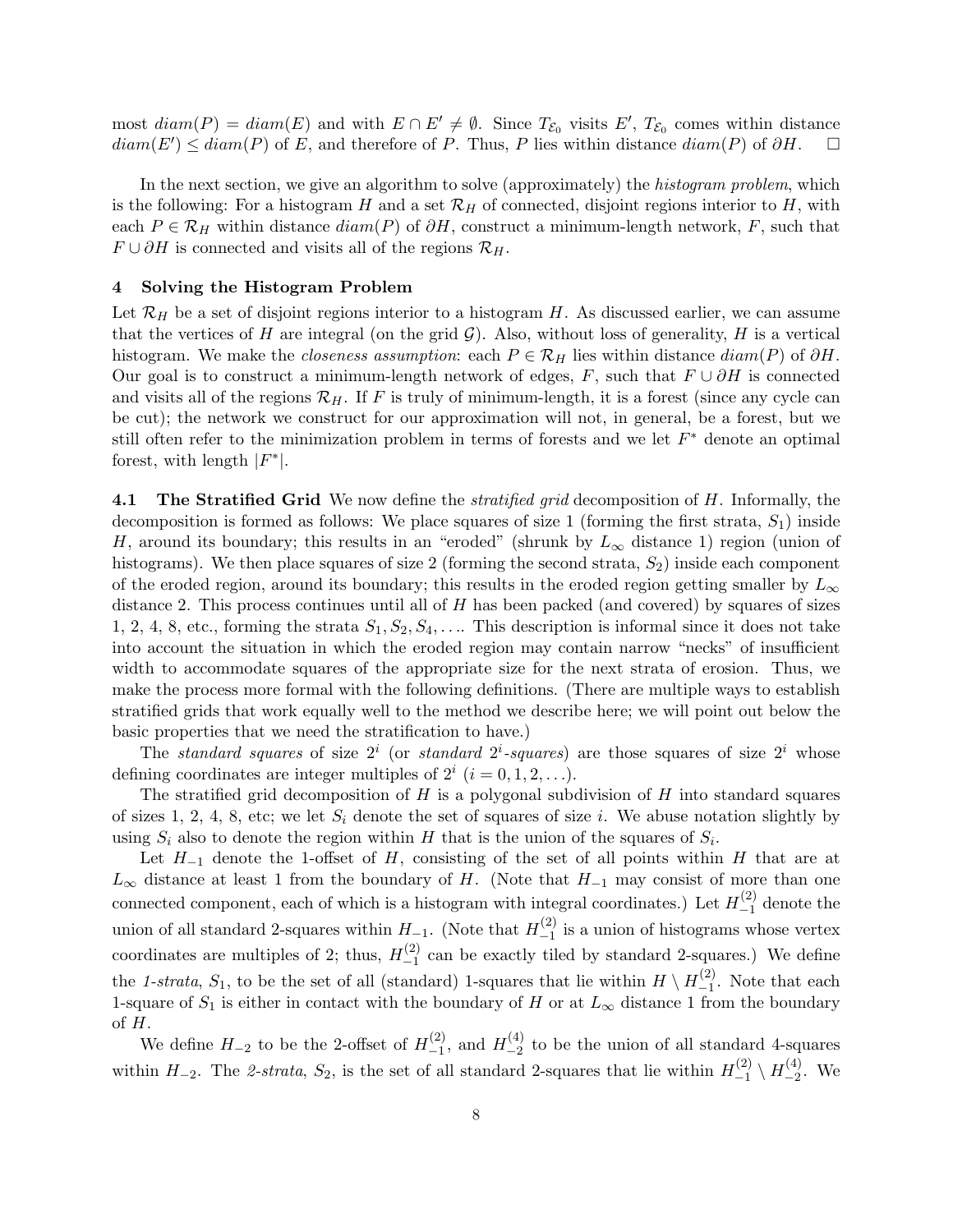most $diam(P) = diam(E)$ and with $E \cap E' \neq \emptyset$. Since $T_{\mathcal{E}_0}$ visits $E'$, $T_{\mathcal{E}_0}$ comes within distance $diam(E') \leq diam(P)$ of $E$, and therefore of $P$. Thus, $P$ lies within distance $diam(P)$ of $\partial H$. $\square$

In the next section, we give an algorithm to solve (approximately) the *histogram problem*, which is the following: For a histogram $H$ and a set $\mathcal{R}_H$ of connected, disjoint regions interior to $H$, with each $P \in \mathcal{R}_H$ within distance $diam(P)$ of $\partial H$, construct a minimum-length network, $F$, such that $F \cup \partial H$ is connected and visits all of the regions $\mathcal{R}_H$.

## 4 Solving the Histogram Problem

Let $\mathcal{R}_H$ be a set of disjoint regions interior to a histogram $H$. As discussed earlier, we can assume that the vertices of $H$ are integral (on the grid $\mathcal{G}$). Also, without loss of generality, $H$ is a vertical histogram. We make the *closeness assumption*: each $P \in \mathcal{R}_H$ lies within distance $diam(P)$ of $\partial H$. Our goal is to construct a minimum-length network of edges, $F$, such that $F \cup \partial H$ is connected and visits all of the regions $\mathcal{R}_H$. If $F$ is truly of minimum-length, it is a forest (since any cycle can be cut); the network we construct for our approximation will not, in general, be a forest, but we still often refer to the minimization problem in terms of forests and we let $F^*$ denote an optimal forest, with length $|F^*|$.

**4.1 The Stratified Grid** We now define the *stratified grid* decomposition of $H$. Informally, the decomposition is formed as follows: We place squares of size 1 (forming the first strata, $S_1$) inside $H$, around its boundary; this results in an "eroded" (shrunk by $L_\infty$ distance 1) region (union of histograms). We then place squares of size 2 (forming the second strata, $S_2$) inside each component of the eroded region, around its boundary; this results in the eroded region getting smaller by $L_\infty$ distance 2. This process continues until all of $H$ has been packed (and covered) by squares of sizes 1, 2, 4, 8, etc., forming the strata $S_1, S_2, S_4, \ldots$. This description is informal since it does not take into account the situation in which the eroded region may contain narrow "necks" of insufficient width to accommodate squares of the appropriate size for the next strata of erosion. Thus, we make the process more formal with the following definitions. (There are multiple ways to establish stratified grids that work equally well to the method we describe here; we will point out below the basic properties that we need the stratification to have.)

The *standard squares* of size $2^i$ (or *standard $2^i$-squares*) are those squares of size $2^i$ whose defining coordinates are integer multiples of $2^i$ ($i = 0, 1, 2, \ldots$).

The stratified grid decomposition of $H$ is a polygonal subdivision of $H$ into standard squares of sizes 1, 2, 4, 8, etc; we let $S_i$ denote the set of squares of size $i$. We abuse notation slightly by using $S_i$ also to denote the region within $H$ that is the union of the squares of $S_i$.

Let $H_{-1}$ denote the 1-offset of $H$, consisting of the set of all points within $H$ that are at $L_\infty$ distance at least 1 from the boundary of $H$. (Note that $H_{-1}$ may consist of more than one connected component, each of which is a histogram with integral coordinates.) Let $H_{-1}^{(2)}$ denote the union of all standard 2-squares within $H_{-1}$. (Note that $H_{-1}^{(2)}$ is a union of histograms whose vertex coordinates are multiples of 2; thus, $H_{-1}^{(2)}$ can be exactly tiled by standard 2-squares.) We define the *1-strata*, $S_1$, to be the set of all (standard) 1-squares that lie within $H \setminus H_{-1}^{(2)}$. Note that each 1-square of $S_1$ is either in contact with the boundary of $H$ or at $L_\infty$ distance 1 from the boundary of $H$.

We define $H_{-2}$ to be the 2-offset of $H_{-1}^{(2)}$, and $H_{-2}^{(4)}$ to be the union of all standard 4-squares within $H_{-2}$. The *2-strata*, $S_2$, is the set of all standard 2-squares that lie within $H_{-1}^{(2)} \setminus H_{-2}^{(4)}$. We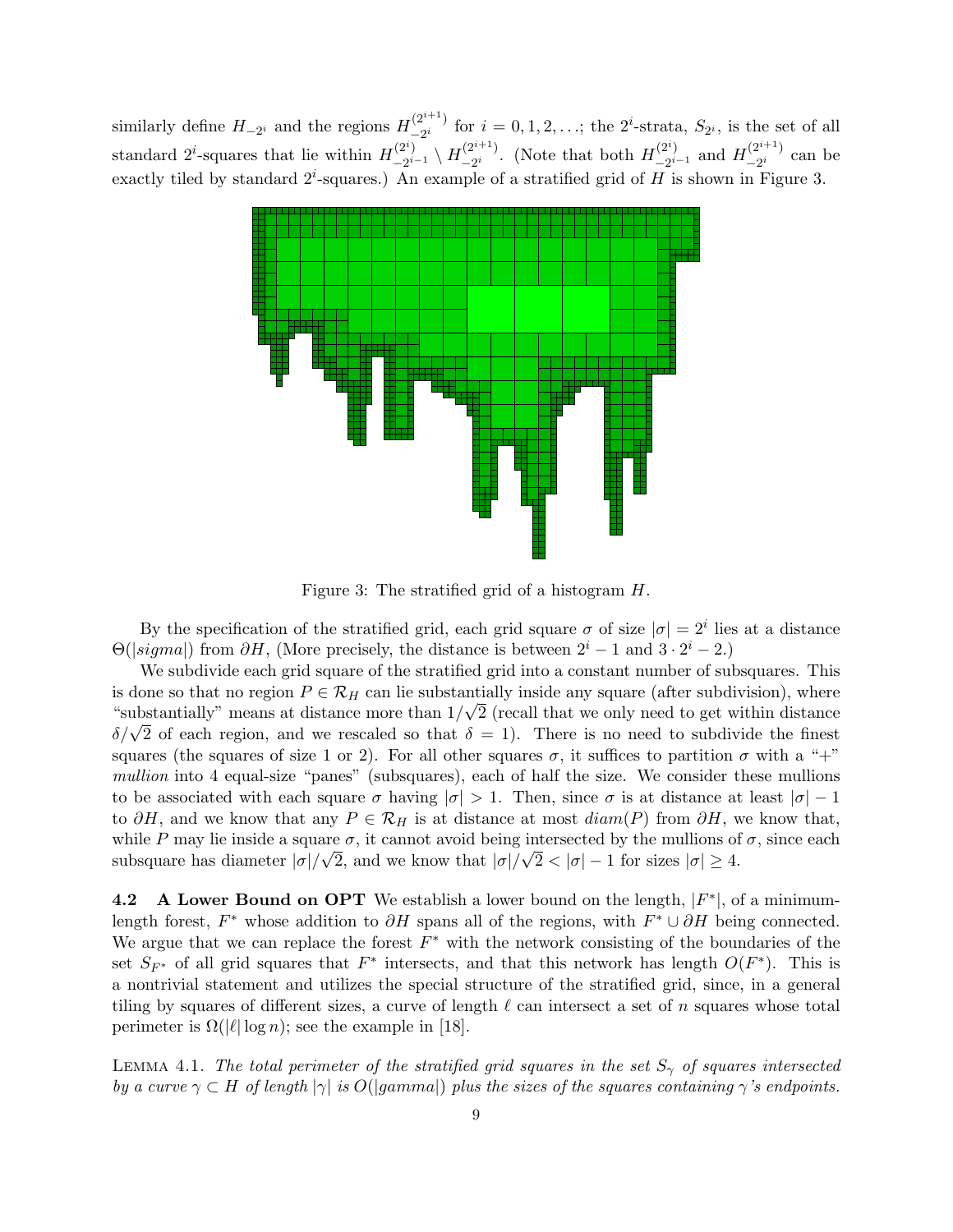similarly define $H_{-2^i}$ and the regions $H_{-2^i}^{(2^{i+1})}$ for $i = 0, 1, 2, \ldots$; the $2^i$-strata, $S_{2^i}$, is the set of all standard $2^i$-squares that lie within $H_{-2^{i-1}}^{(2^i)} \setminus H_{-2^i}^{(2^{i+1})}$. (Note that both $H_{-2^{i-1}}^{(2^i)}$ and $H_{-2^i}^{(2^{i+1})}$ can be exactly tiled by standard $2^i$-squares.) An example of a stratified grid of $H$ is shown in Figure 3.

Figure 3: The stratified grid of a histogram $H$.

By the specification of the stratified grid, each grid square $\sigma$ of size $|\sigma| = 2^i$ lies at a distance $\Theta(|sigma|)$ from $\partial H$, (More precisely, the distance is between $2^i - 1$ and $3 \cdot 2^i - 2$.)

We subdivide each grid square of the stratified grid into a constant number of subsquares. This is done so that no region $P \in \mathcal{R}_H$ can lie substantially inside any square (after subdivision), where "substantially" means at distance more than $1/\sqrt{2}$ (recall that we only need to get within distance $\delta/\sqrt{2}$ of each region, and we rescaled so that $\delta = 1$). There is no need to subdivide the finest squares (the squares of size 1 or 2). For all other squares $\sigma$, it suffices to partition $\sigma$ with a "+" *mullion* into 4 equal-size "panes" (subsquares), each of half the size. We consider these mullions to be associated with each square $\sigma$ having $|\sigma| > 1$. Then, since $\sigma$ is at distance at least $|\sigma| - 1$ to $\partial H$, and we know that any $P \in \mathcal{R}_H$ is at distance at most $diam(P)$ from $\partial H$, we know that, while $P$ may lie inside a square $\sigma$, it cannot avoid being intersected by the mullions of $\sigma$, since each subsquare has diameter $|\sigma|/\sqrt{2}$, and we know that $|\sigma|/\sqrt{2} < |\sigma| - 1$ for sizes $|\sigma| \geq 4$.

**4.2 A Lower Bound on OPT** We establish a lower bound on the length, $|F^*|$, of a minimum-length forest, $F^*$ whose addition to $\partial H$ spans all of the regions, with $F^* \cup \partial H$ being connected. We argue that we can replace the forest $F^*$ with the network consisting of the boundaries of the set $S_{F^*}$ of all grid squares that $F^*$ intersects, and that this network has length $O(F^*)$. This is a nontrivial statement and utilizes the special structure of the stratified grid, since, in a general tiling by squares of different sizes, a curve of length $\ell$ can intersect a set of $n$ squares whose total perimeter is $\Omega(|\ell| \log n)$; see the example in [18].

Lemma 4.1. *The total perimeter of the stratified grid squares in the set $S_\gamma$ of squares intersected by a curve $\gamma \subset H$ of length $|\gamma|$ is $O(|gamma|)$ plus the sizes of the squares containing $\gamma$'s endpoints.*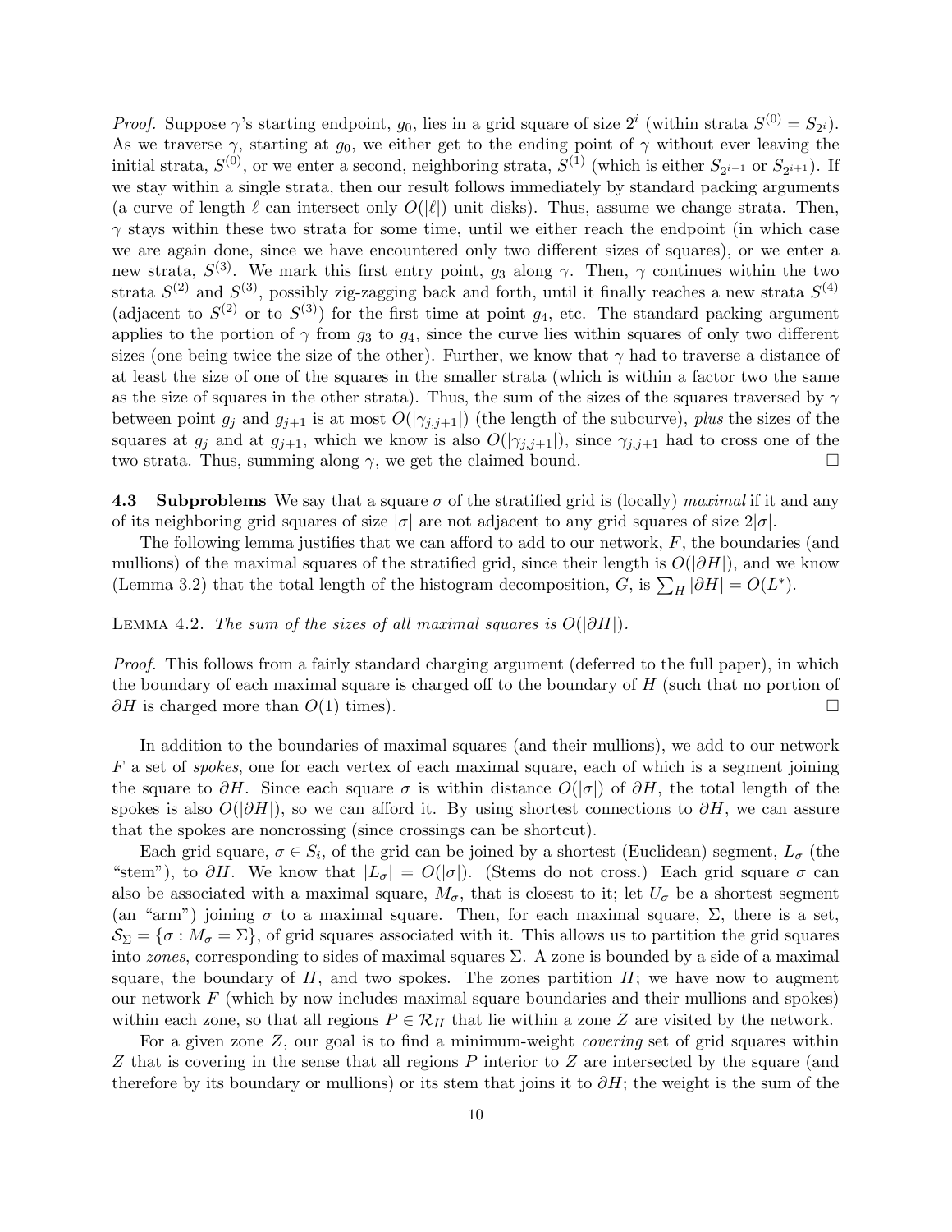*Proof.* Suppose $\gamma$'s starting endpoint, $g_0$, lies in a grid square of size $2^i$ (within strata $S^{(0)} = S_{2^i}$). As we traverse $\gamma$, starting at $g_0$, we either get to the ending point of $\gamma$ without ever leaving the initial strata, $S^{(0)}$, or we enter a second, neighboring strata, $S^{(1)}$ (which is either $S_{2^{i-1}}$ or $S_{2^{i+1}}$). If we stay within a single strata, then our result follows immediately by standard packing arguments (a curve of length $\ell$ can intersect only $O(|\ell|)$ unit disks). Thus, assume we change strata. Then, $\gamma$ stays within these two strata for some time, until we either reach the endpoint (in which case we are again done, since we have encountered only two different sizes of squares), or we enter a new strata, $S^{(3)}$. We mark this first entry point, $g_3$ along $\gamma$. Then, $\gamma$ continues within the two strata $S^{(2)}$ and $S^{(3)}$, possibly zig-zagging back and forth, until it finally reaches a new strata $S^{(4)}$ (adjacent to $S^{(2)}$ or to $S^{(3)}$) for the first time at point $g_4$, etc. The standard packing argument applies to the portion of $\gamma$ from $g_3$ to $g_4$, since the curve lies within squares of only two different sizes (one being twice the size of the other). Further, we know that $\gamma$ had to traverse a distance of at least the size of one of the squares in the smaller strata (which is within a factor two the same as the size of squares in the other strata). Thus, the sum of the sizes of the squares traversed by $\gamma$ between point $g_j$ and $g_{j+1}$ is at most $O(|\gamma_{j,j+1}|)$ (the length of the subcurve), *plus* the sizes of the squares at $g_j$ and at $g_{j+1}$, which we know is also $O(|\gamma_{j,j+1}|)$, since $\gamma_{j,j+1}$ had to cross one of the two strata. Thus, summing along $\gamma$, we get the claimed bound. □

**4.3 Subproblems** We say that a square $\sigma$ of the stratified grid is (locally) *maximal* if it and any of its neighboring grid squares of size $|\sigma|$ are not adjacent to any grid squares of size $2|\sigma|$.

The following lemma justifies that we can afford to add to our network, $F$, the boundaries (and mullions) of the maximal squares of the stratified grid, since their length is $O(|\partial H|)$, and we know (Lemma 3.2) that the total length of the histogram decomposition, $G$, is $\sum_H |\partial H| = O(L^*)$.

LEMMA 4.2. *The sum of the sizes of all maximal squares is $O(|\partial H|)$.*

*Proof.* This follows from a fairly standard charging argument (deferred to the full paper), in which the boundary of each maximal square is charged off to the boundary of $H$ (such that no portion of $\partial H$ is charged more than $O(1)$ times). □

In addition to the boundaries of maximal squares (and their mullions), we add to our network $F$ a set of *spokes*, one for each vertex of each maximal square, each of which is a segment joining the square to $\partial H$. Since each square $\sigma$ is within distance $O(|\sigma|)$ of $\partial H$, the total length of the spokes is also $O(|\partial H|)$, so we can afford it. By using shortest connections to $\partial H$, we can assure that the spokes are noncrossing (since crossings can be shortcut).

Each grid square, $\sigma \in S_i$, of the grid can be joined by a shortest (Euclidean) segment, $L_\sigma$ (the "stem"), to $\partial H$. We know that $|L_\sigma| = O(|\sigma|)$. (Stems do not cross.) Each grid square $\sigma$ can also be associated with a maximal square, $M_\sigma$, that is closest to it; let $U_\sigma$ be a shortest segment (an "arm") joining $\sigma$ to a maximal square. Then, for each maximal square, $\Sigma$, there is a set, $\mathcal{S}_\Sigma = \{\sigma : M_\sigma = \Sigma\}$, of grid squares associated with it. This allows us to partition the grid squares into *zones*, corresponding to sides of maximal squares $\Sigma$. A zone is bounded by a side of a maximal square, the boundary of $H$, and two spokes. The zones partition $H$; we have now to augment our network $F$ (which by now includes maximal square boundaries and their mullions and spokes) within each zone, so that all regions $P \in \mathcal{R}_H$ that lie within a zone $Z$ are visited by the network.

For a given zone $Z$, our goal is to find a minimum-weight *covering* set of grid squares within $Z$ that is covering in the sense that all regions $P$ interior to $Z$ are intersected by the square (and therefore by its boundary or mullions) or its stem that joins it to $\partial H$; the weight is the sum of the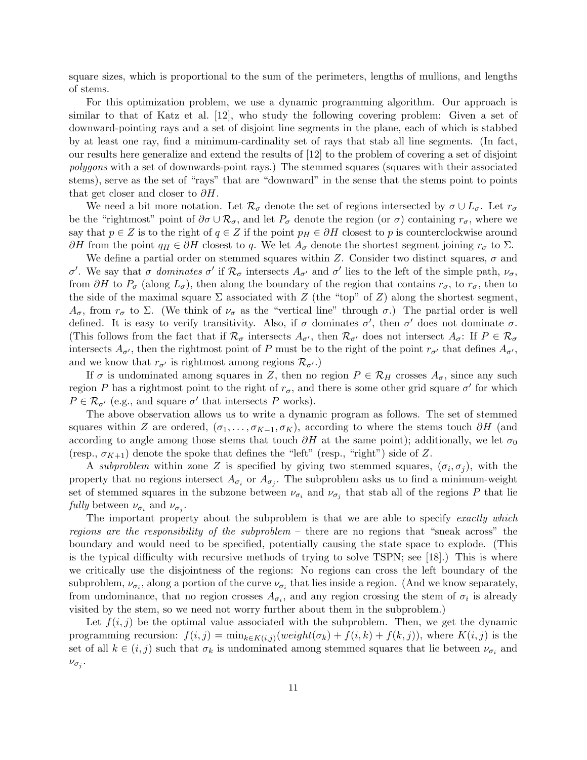square sizes, which is proportional to the sum of the perimeters, lengths of mullions, and lengths of stems.

For this optimization problem, we use a dynamic programming algorithm. Our approach is similar to that of Katz et al. [12], who study the following covering problem: Given a set of downward-pointing rays and a set of disjoint line segments in the plane, each of which is stabbed by at least one ray, find a minimum-cardinality set of rays that stab all line segments. (In fact, our results here generalize and extend the results of [12] to the problem of covering a set of disjoint *polygons* with a set of downwards-point rays.) The stemmed squares (squares with their associated stems), serve as the set of "rays" that are "downward" in the sense that the stems point to points that get closer and closer to $\partial H$.

We need a bit more notation. Let $\mathcal{R}_\sigma$ denote the set of regions intersected by $\sigma \cup L_\sigma$. Let $r_\sigma$ be the "rightmost" point of $\partial\sigma \cup \mathcal{R}_\sigma$, and let $P_\sigma$ denote the region (or $\sigma$) containing $r_\sigma$, where we say that $p \in Z$ is to the right of $q \in Z$ if the point $p_H \in \partial H$ closest to $p$ is counterclockwise around $\partial H$ from the point $q_H \in \partial H$ closest to $q$. We let $A_\sigma$ denote the shortest segment joining $r_\sigma$ to $\Sigma$.

We define a partial order on stemmed squares within $Z$. Consider two distinct squares, $\sigma$ and $\sigma'$. We say that $\sigma$ *dominates* $\sigma'$ if $\mathcal{R}_\sigma$ intersects $A_{\sigma'}$ and $\sigma'$ lies to the left of the simple path, $\nu_\sigma$, from $\partial H$ to $P_\sigma$ (along $L_\sigma$), then along the boundary of the region that contains $r_\sigma$, to $r_\sigma$, then to the side of the maximal square $\Sigma$ associated with $Z$ (the "top" of $Z$) along the shortest segment, $A_\sigma$, from $r_\sigma$ to $\Sigma$. (We think of $\nu_\sigma$ as the "vertical line" through $\sigma$.) The partial order is well defined. It is easy to verify transitivity. Also, if $\sigma$ dominates $\sigma'$, then $\sigma'$ does not dominate $\sigma$. (This follows from the fact that if $\mathcal{R}_\sigma$ intersects $A_{\sigma'}$, then $\mathcal{R}_{\sigma'}$ does not intersect $A_\sigma$: If $P \in \mathcal{R}_\sigma$ intersects $A_{\sigma'}$, then the rightmost point of $P$ must be to the right of the point $r_{\sigma'}$ that defines $A_{\sigma'}$, and we know that $r_{\sigma'}$ is rightmost among regions $\mathcal{R}_{\sigma'}$.)

If $\sigma$ is undominated among squares in $Z$, then no region $P \in \mathcal{R}_H$ crosses $A_\sigma$, since any such region $P$ has a rightmost point to the right of $r_\sigma$, and there is some other grid square $\sigma'$ for which $P \in \mathcal{R}_{\sigma'}$ (e.g., and square $\sigma'$ that intersects $P$ works).

The above observation allows us to write a dynamic program as follows. The set of stemmed squares within $Z$ are ordered, $(\sigma_1, \ldots, \sigma_{K-1}, \sigma_K)$, according to where the stems touch $\partial H$ (and according to angle among those stems that touch $\partial H$ at the same point); additionally, we let $\sigma_0$ (resp., $\sigma_{K+1}$) denote the spoke that defines the "left" (resp., "right") side of $Z$.

A *subproblem* within zone $Z$ is specified by giving two stemmed squares, $(\sigma_i, \sigma_j)$, with the property that no regions intersect $A_{\sigma_i}$ or $A_{\sigma_j}$. The subproblem asks us to find a minimum-weight set of stemmed squares in the subzone between $\nu_{\sigma_i}$ and $\nu_{\sigma_j}$ that stab all of the regions $P$ that lie *fully* between $\nu_{\sigma_i}$ and $\nu_{\sigma_j}$.

The important property about the subproblem is that we are able to specify *exactly which regions are the responsibility of the subproblem* – there are no regions that "sneak across" the boundary and would need to be specified, potentially causing the state space to explode. (This is the typical difficulty with recursive methods of trying to solve TSPN; see [18].) This is where we critically use the disjointness of the regions: No regions can cross the left boundary of the subproblem, $\nu_{\sigma_i}$, along a portion of the curve $\nu_{\sigma_i}$ that lies inside a region. (And we know separately, from undominance, that no region crosses $A_{\sigma_i}$, and any region crossing the stem of $\sigma_i$ is already visited by the stem, so we need not worry further about them in the subproblem.)

Let $f(i,j)$ be the optimal value associated with the subproblem. Then, we get the dynamic programming recursion: $f(i,j) = \min_{k \in K(i,j)}(weight(\sigma_k) + f(i,k) + f(k,j))$, where $K(i,j)$ is the set of all $k \in (i,j)$ such that $\sigma_k$ is undominated among stemmed squares that lie between $\nu_{\sigma_i}$ and $\nu_{\sigma_j}$.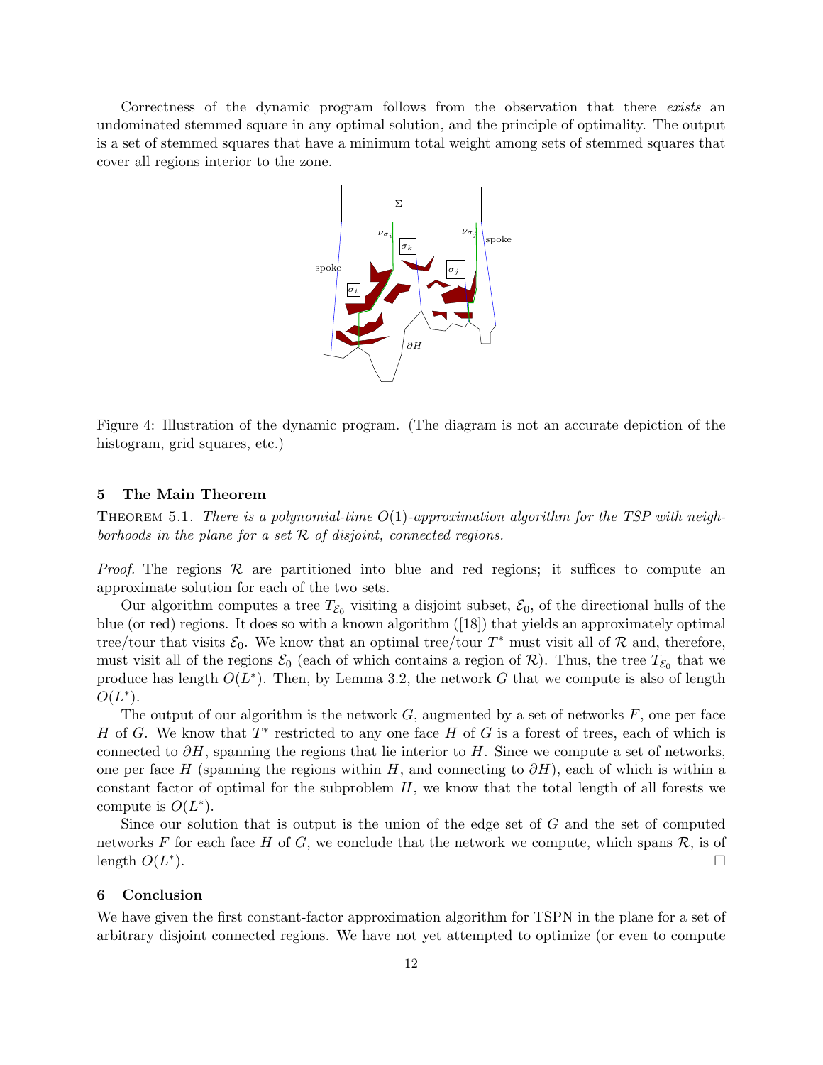Correctness of the dynamic program follows from the observation that there *exists* an undominated stemmed square in any optimal solution, and the principle of optimality. The output is a set of stemmed squares that have a minimum total weight among sets of stemmed squares that cover all regions interior to the zone.

Figure 4: Illustration of the dynamic program. (The diagram is not an accurate depiction of the histogram, grid squares, etc.)

## 5 The Main Theorem

THEOREM 5.1. *There is a polynomial-time $O(1)$-approximation algorithm for the TSP with neighborhoods in the plane for a set $\mathcal{R}$ of disjoint, connected regions.*

*Proof.* The regions $\mathcal{R}$ are partitioned into blue and red regions; it suffices to compute an approximate solution for each of the two sets.

Our algorithm computes a tree $T_{\mathcal{E}_0}$ visiting a disjoint subset, $\mathcal{E}_0$, of the directional hulls of the blue (or red) regions. It does so with a known algorithm ([18]) that yields an approximately optimal tree/tour that visits $\mathcal{E}_0$. We know that an optimal tree/tour $T^*$ must visit all of $\mathcal{R}$ and, therefore, must visit all of the regions $\mathcal{E}_0$ (each of which contains a region of $\mathcal{R}$). Thus, the tree $T_{\mathcal{E}_0}$ that we produce has length $O(L^*)$. Then, by Lemma 3.2, the network $G$ that we compute is also of length $O(L^*)$.

The output of our algorithm is the network $G$, augmented by a set of networks $F$, one per face $H$ of $G$. We know that $T^*$ restricted to any one face $H$ of $G$ is a forest of trees, each of which is connected to $\partial H$, spanning the regions that lie interior to $H$. Since we compute a set of networks, one per face $H$ (spanning the regions within $H$, and connecting to $\partial H$), each of which is within a constant factor of optimal for the subproblem $H$, we know that the total length of all forests we compute is $O(L^*)$.

Since our solution that is output is the union of the edge set of $G$ and the set of computed networks $F$ for each face $H$ of $G$, we conclude that the network we compute, which spans $\mathcal{R}$, is of length $O(L^*)$. □

## 6 Conclusion

We have given the first constant-factor approximation algorithm for TSPN in the plane for a set of arbitrary disjoint connected regions. We have not yet attempted to optimize (or even to compute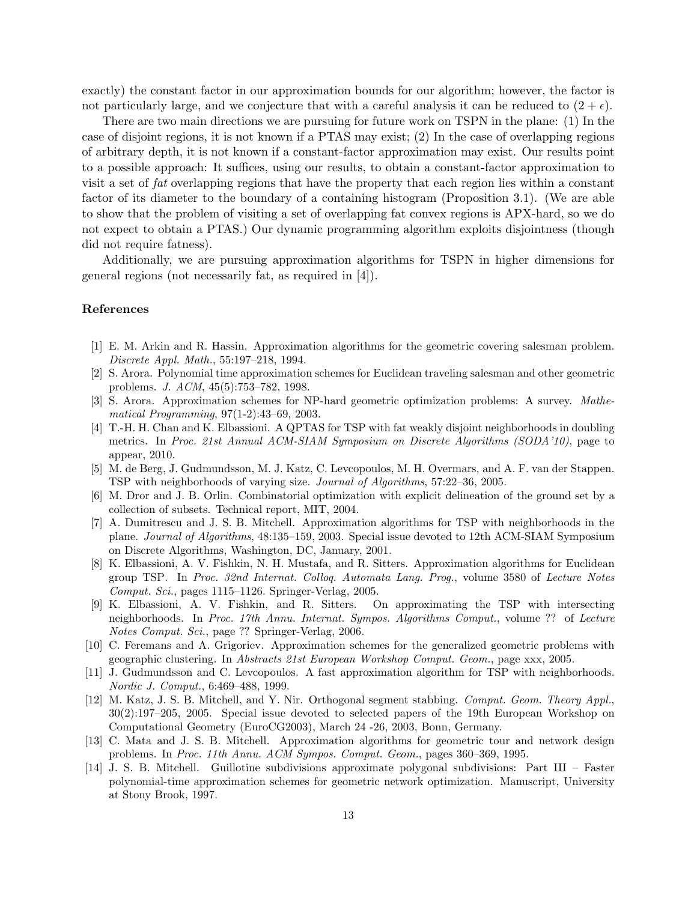exactly) the constant factor in our approximation bounds for our algorithm; however, the factor is not particularly large, and we conjecture that with a careful analysis it can be reduced to $(2 + \epsilon)$.

There are two main directions we are pursuing for future work on TSPN in the plane: (1) In the case of disjoint regions, it is not known if a PTAS may exist; (2) In the case of overlapping regions of arbitrary depth, it is not known if a constant-factor approximation may exist. Our results point to a possible approach: It suffices, using our results, to obtain a constant-factor approximation to visit a set of *fat* overlapping regions that have the property that each region lies within a constant factor of its diameter to the boundary of a containing histogram (Proposition 3.1). (We are able to show that the problem of visiting a set of overlapping fat convex regions is APX-hard, so we do not expect to obtain a PTAS.) Our dynamic programming algorithm exploits disjointness (though did not require fatness).

Additionally, we are pursuing approximation algorithms for TSPN in higher dimensions for general regions (not necessarily fat, as required in [4]).

### References

[1] E. M. Arkin and R. Hassin. Approximation algorithms for the geometric covering salesman problem. *Discrete Appl. Math.*, 55:197–218, 1994.

[2] S. Arora. Polynomial time approximation schemes for Euclidean traveling salesman and other geometric problems. *J. ACM*, 45(5):753–782, 1998.

[3] S. Arora. Approximation schemes for NP-hard geometric optimization problems: A survey. *Mathematical Programming*, 97(1-2):43–69, 2003.

[4] T.-H. H. Chan and K. Elbassioni. A QPTAS for TSP with fat weakly disjoint neighborhoods in doubling metrics. In *Proc. 21st Annual ACM-SIAM Symposium on Discrete Algorithms (SODA'10)*, page to appear, 2010.

[5] M. de Berg, J. Gudmundsson, M. J. Katz, C. Levcopoulos, M. H. Overmars, and A. F. van der Stappen. TSP with neighborhoods of varying size. *Journal of Algorithms*, 57:22–36, 2005.

[6] M. Dror and J. B. Orlin. Combinatorial optimization with explicit delineation of the ground set by a collection of subsets. Technical report, MIT, 2004.

[7] A. Dumitrescu and J. S. B. Mitchell. Approximation algorithms for TSP with neighborhoods in the plane. *Journal of Algorithms*, 48:135–159, 2003. Special issue devoted to 12th ACM-SIAM Symposium on Discrete Algorithms, Washington, DC, January, 2001.

[8] K. Elbassioni, A. V. Fishkin, N. H. Mustafa, and R. Sitters. Approximation algorithms for Euclidean group TSP. In *Proc. 32nd Internat. Colloq. Automata Lang. Prog.*, volume 3580 of *Lecture Notes Comput. Sci.*, pages 1115–1126. Springer-Verlag, 2005.

[9] K. Elbassioni, A. V. Fishkin, and R. Sitters. On approximating the TSP with intersecting neighborhoods. In *Proc. 17th Annu. Internat. Sympos. Algorithms Comput.*, volume ?? of *Lecture Notes Comput. Sci.*, page ?? Springer-Verlag, 2006.

[10] C. Feremans and A. Grigoriev. Approximation schemes for the generalized geometric problems with geographic clustering. In *Abstracts 21st European Workshop Comput. Geom.*, page xxx, 2005.

[11] J. Gudmundsson and C. Levcopoulos. A fast approximation algorithm for TSP with neighborhoods. *Nordic J. Comput.*, 6:469–488, 1999.

[12] M. Katz, J. S. B. Mitchell, and Y. Nir. Orthogonal segment stabbing. *Comput. Geom. Theory Appl.*, 30(2):197–205, 2005. Special issue devoted to selected papers of the 19th European Workshop on Computational Geometry (EuroCG2003), March 24 -26, 2003, Bonn, Germany.

[13] C. Mata and J. S. B. Mitchell. Approximation algorithms for geometric tour and network design problems. In *Proc. 11th Annu. ACM Sympos. Comput. Geom.*, pages 360–369, 1995.

[14] J. S. B. Mitchell. Guillotine subdivisions approximate polygonal subdivisions: Part III – Faster polynomial-time approximation schemes for geometric network optimization. Manuscript, University at Stony Brook, 1997.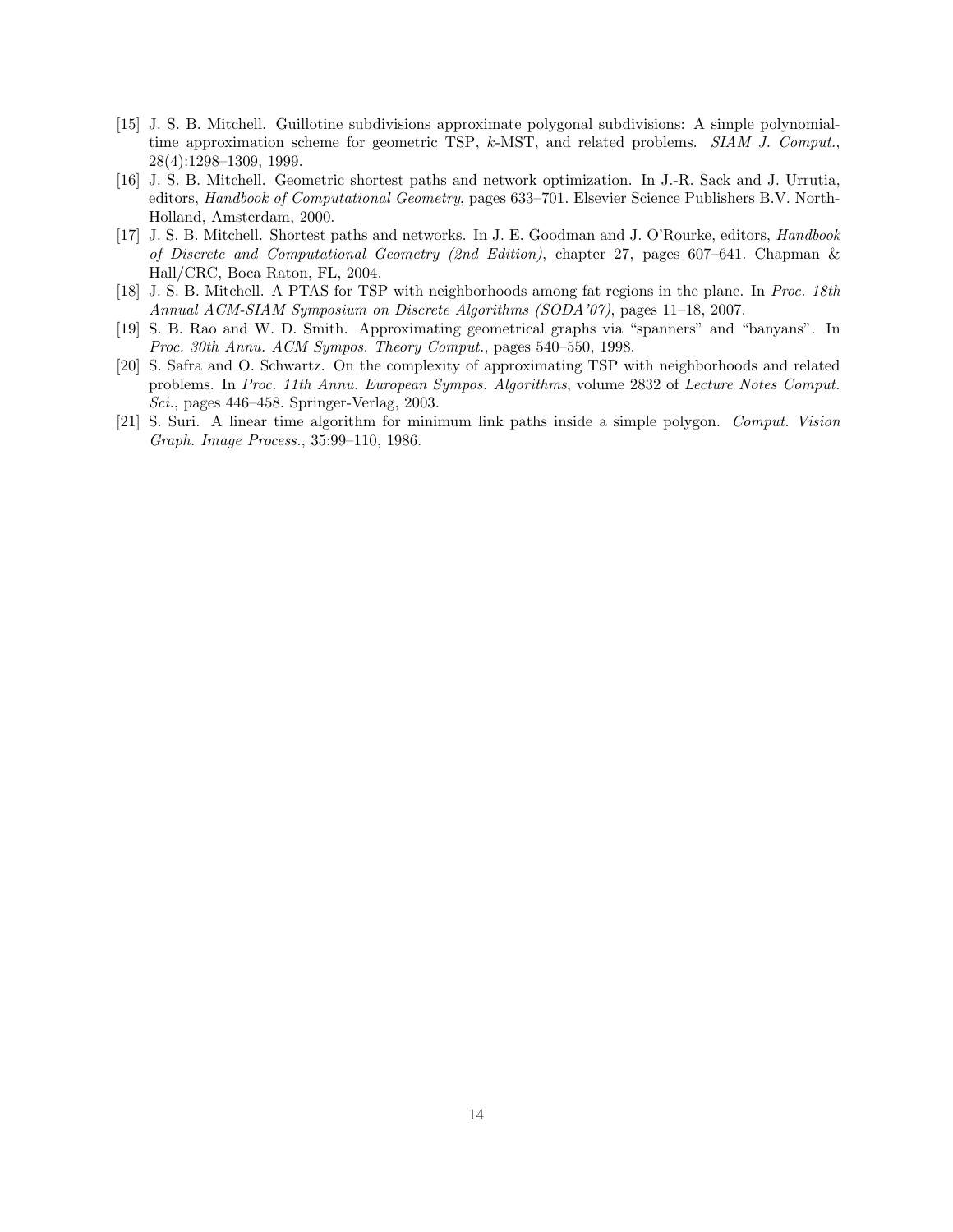[15] J. S. B. Mitchell. Guillotine subdivisions approximate polygonal subdivisions: A simple polynomial-time approximation scheme for geometric TSP, $k$-MST, and related problems. *SIAM J. Comput.*, 28(4):1298–1309, 1999.

[16] J. S. B. Mitchell. Geometric shortest paths and network optimization. In J.-R. Sack and J. Urrutia, editors, *Handbook of Computational Geometry*, pages 633–701. Elsevier Science Publishers B.V. North-Holland, Amsterdam, 2000.

[17] J. S. B. Mitchell. Shortest paths and networks. In J. E. Goodman and J. O'Rourke, editors, *Handbook of Discrete and Computational Geometry (2nd Edition)*, chapter 27, pages 607–641. Chapman & Hall/CRC, Boca Raton, FL, 2004.

[18] J. S. B. Mitchell. A PTAS for TSP with neighborhoods among fat regions in the plane. In *Proc. 18th Annual ACM-SIAM Symposium on Discrete Algorithms (SODA'07)*, pages 11–18, 2007.

[19] S. B. Rao and W. D. Smith. Approximating geometrical graphs via "spanners" and "banyans". In *Proc. 30th Annu. ACM Sympos. Theory Comput.*, pages 540–550, 1998.

[20] S. Safra and O. Schwartz. On the complexity of approximating TSP with neighborhoods and related problems. In *Proc. 11th Annu. European Sympos. Algorithms*, volume 2832 of *Lecture Notes Comput. Sci.*, pages 446–458. Springer-Verlag, 2003.

[21] S. Suri. A linear time algorithm for minimum link paths inside a simple polygon. *Comput. Vision Graph. Image Process.*, 35:99–110, 1986.